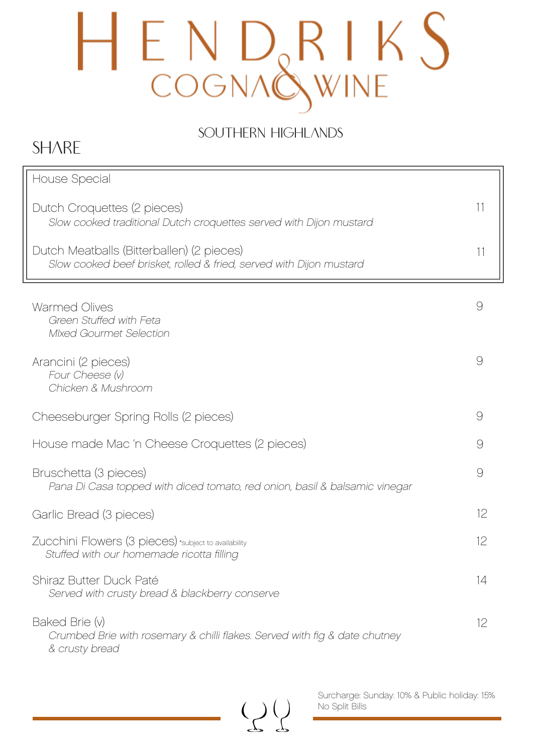# HENDRIKS COGNAC & WINE

SOUTHERN HIGHLANDS

## SHARE

### House Special

Dutch Croquettes (2 pieces) — 11
*Slow cooked traditional Dutch croquettes served with Dijon mustard*

Dutch Meatballs (Bitterballen) (2 pieces) — 11
*Slow cooked beef brisket, rolled & fried, served with Dijon mustard*

---

Warmed Olives — 9
*Green Stuffed with Feta*
*MIxed Gourmet Selection*

Arancini (2 pieces) — 9
*Four Cheese (v)*
*Chicken & Mushroom*

Cheeseburger Spring Rolls (2 pieces) — 9

House made Mac 'n Cheese Croquettes (2 pieces) — 9

Bruschetta (3 pieces) — 9
*Pana Di Casa topped with diced tomato, red onion, basil & balsamic vinegar*

Garlic Bread (3 pieces) — 12

Zucchini Flowers (3 pieces) *subject to availability — 12
*Stuffed with our homemade ricotta filling*

Shiraz Butter Duck Paté — 14
*Served with crusty bread & blackberry conserve*

Baked Brie (v) — 12
*Crumbed Brie with rosemary & chilli flakes. Served with fig & date chutney & crusty bread*

Surcharge: Sunday: 10% & Public holiday: 15%
No Split Bills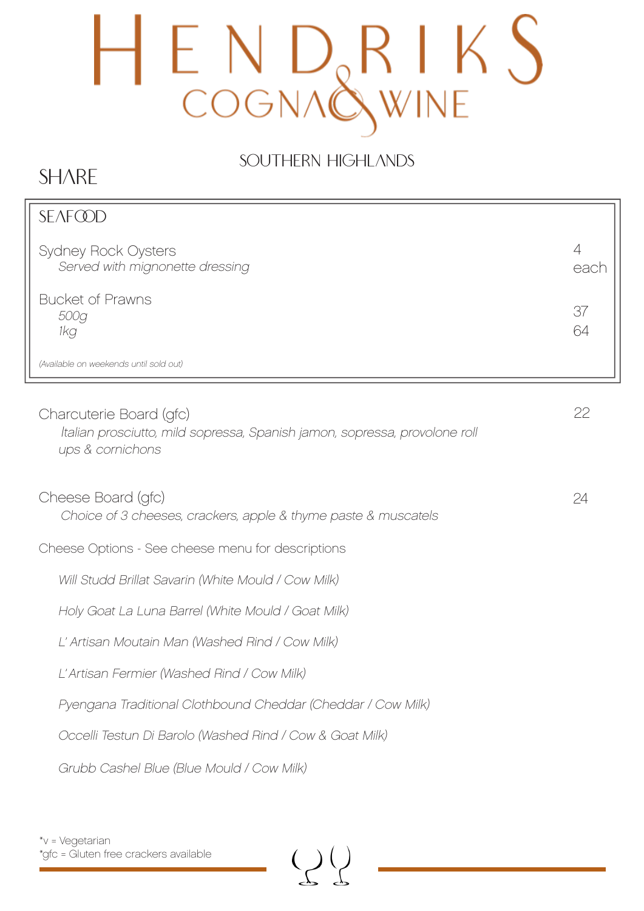# HENDRIKS COGNAC & WINE

SOUTHERN HIGHLANDS

## SHARE

### SEAFOOD

Sydney Rock Oysters — 4 each
*Served with mignonette dressing*

Bucket of Prawns
*500g* — 37
*1kg* — 64

*(Available on weekends until sold out)*

Charcuterie Board (gfc) — 22
*Italian prosciutto, mild sopressa, Spanish jamon, sopressa, provolone roll ups & cornichons*

Cheese Board (gfc) — 24
*Choice of 3 cheeses, crackers, apple & thyme paste & muscatels*

Cheese Options - See cheese menu for descriptions

*Will Studd Brillat Savarin (White Mould / Cow Milk)*

*Holy Goat La Luna Barrel (White Mould / Goat Milk)*

*L' Artisan Moutain Man (Washed Rind / Cow Milk)*

*L' Artisan Fermier (Washed Rind / Cow Milk)*

*Pyengana Traditional Clothbound Cheddar (Cheddar / Cow Milk)*

*Occelli Testun Di Barolo (Washed Rind / Cow & Goat Milk)*

*Grubb Cashel Blue (Blue Mould / Cow Milk)*

*v = Vegetarian
*gfc = Gluten free crackers available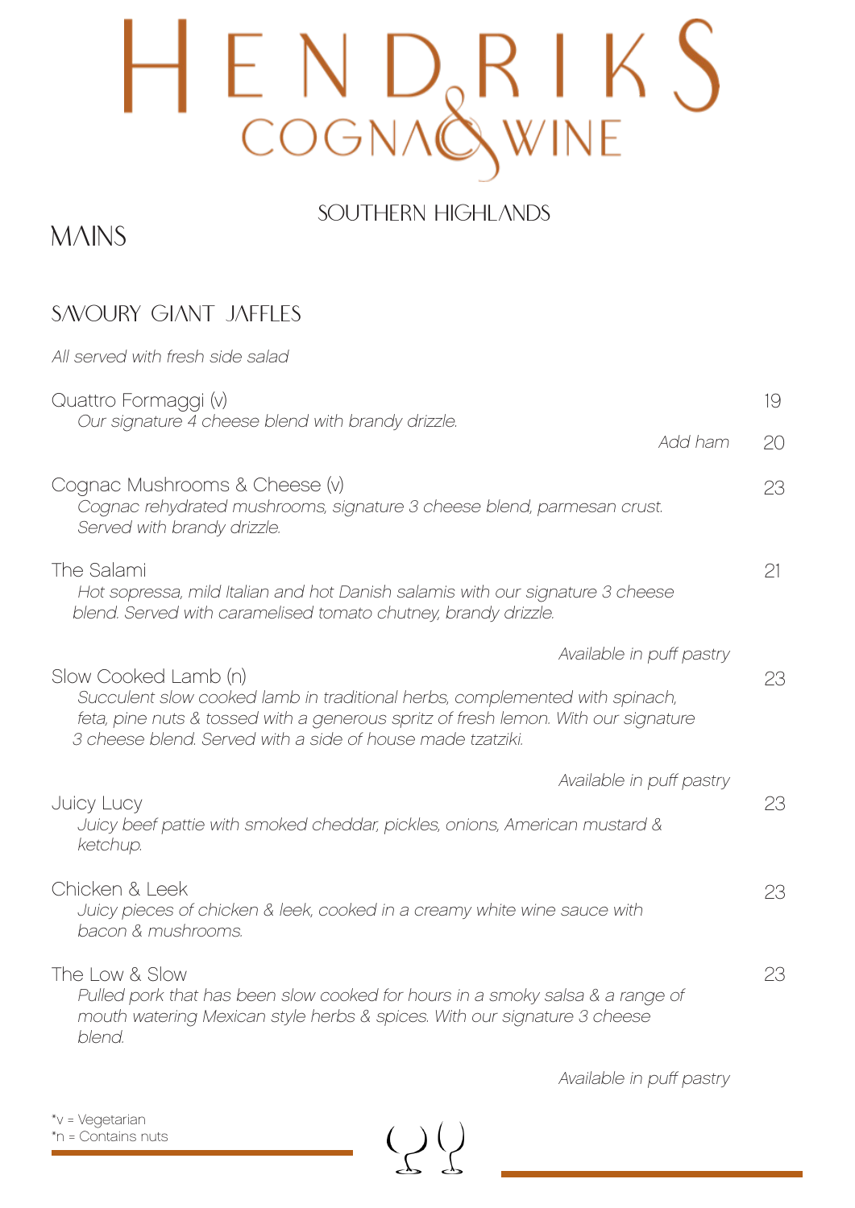# HENDRIKS COGNAC & WINE

SOUTHERN HIGHLANDS

## MAINS

### SAVOURY GIANT JAFFLES

*All served with fresh side salad*

Quattro Formaggi (v) — 19
*Our signature 4 cheese blend with brandy drizzle.*
*Add ham* — 20

Cognac Mushrooms & Cheese (v) — 23
*Cognac rehydrated mushrooms, signature 3 cheese blend, parmesan crust. Served with brandy drizzle.*

The Salami — 21
*Hot sopressa, mild Italian and hot Danish salamis with our signature 3 cheese blend. Served with caramelised tomato chutney, brandy drizzle.*
*Available in puff pastry*

Slow Cooked Lamb (n) — 23
*Succulent slow cooked lamb in traditional herbs, complemented with spinach, feta, pine nuts & tossed with a generous spritz of fresh lemon. With our signature 3 cheese blend. Served with a side of house made tzatziki.*
*Available in puff pastry*

Juicy Lucy — 23
*Juicy beef pattie with smoked cheddar, pickles, onions, American mustard & ketchup.*

Chicken & Leek — 23
*Juicy pieces of chicken & leek, cooked in a creamy white wine sauce with bacon & mushrooms.*

The Low & Slow — 23
*Pulled pork that has been slow cooked for hours in a smoky salsa & a range of mouth watering Mexican style herbs & spices. With our signature 3 cheese blend.*
*Available in puff pastry*

*v = Vegetarian
*n = Contains nuts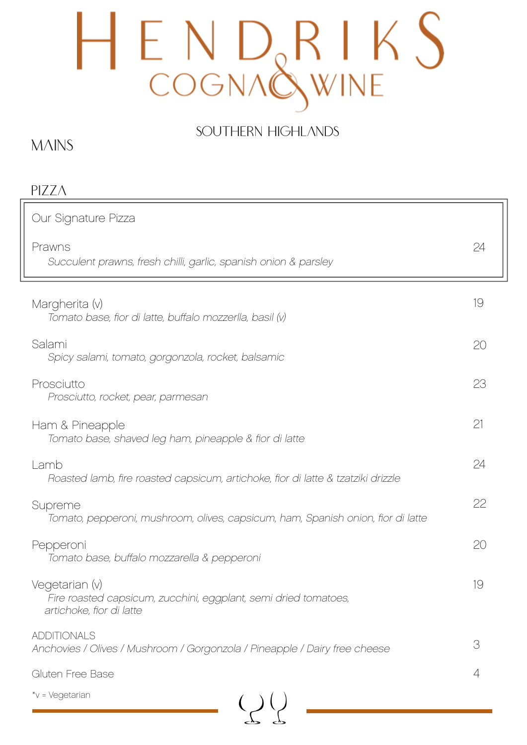# HENDRIKS COGNAC & WINE

SOUTHERN HIGHLANDS

## MAINS

### PIZZA

Our Signature Pizza

Prawns — 24
*Succulent prawns, fresh chilli, garlic, spanish onion & parsley*

Margherita (v) — 19
*Tomato base, fior di latte, buffalo mozzerlla, basil (v)*

Salami — 20
*Spicy salami, tomato, gorgonzola, rocket, balsamic*

Prosciutto — 23
*Prosciutto, rocket, pear, parmesan*

Ham & Pineapple — 21
*Tomato base, shaved leg ham, pineapple & fior di latte*

Lamb — 24
*Roasted lamb, fire roasted capsicum, artichoke, fior di latte & tzatziki drizzle*

Supreme — 22
*Tomato, pepperoni, mushroom, olives, capsicum, ham, Spanish onion, fior di latte*

Pepperoni — 20
*Tomato base, buffalo mozzarella & pepperoni*

Vegetarian (v) — 19
*Fire roasted capsicum, zucchini, eggplant, semi dried tomatoes, artichoke, fior di latte*

ADDITIONALS — 3
*Anchovies / Olives / Mushroom / Gorgonzola / Pineapple / Dairy free cheese*

Gluten Free Base — 4

*v = Vegetarian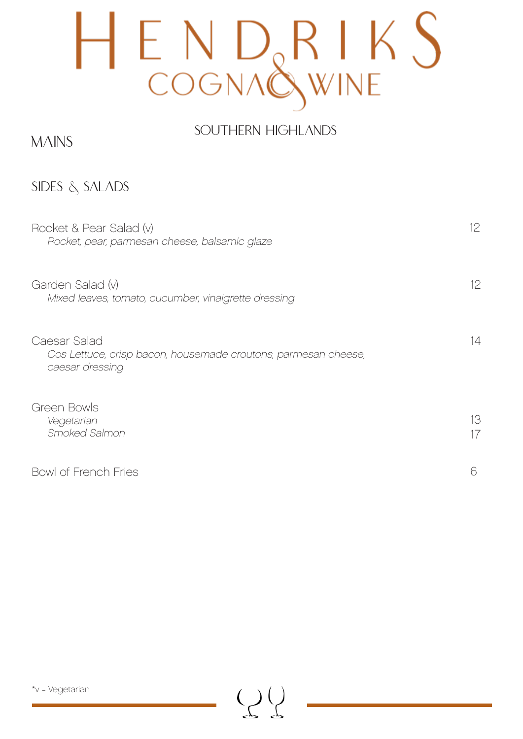# HENDRIKS COGNAC & WINE

SOUTHERN HIGHLANDS

## MAINS

## SIDES & SALADS

Rocket & Pear Salad (v) — 12
*Rocket, pear, parmesan cheese, balsamic glaze*

Garden Salad (v) — 12
*Mixed leaves, tomato, cucumber, vinaigrette dressing*

Caesar Salad — 14
*Cos Lettuce, crisp bacon, housemade croutons, parmesan cheese, caesar dressing*

Green Bowls
*Vegetarian* — 13
*Smoked Salmon* — 17

Bowl of French Fries — 6

*v = Vegetarian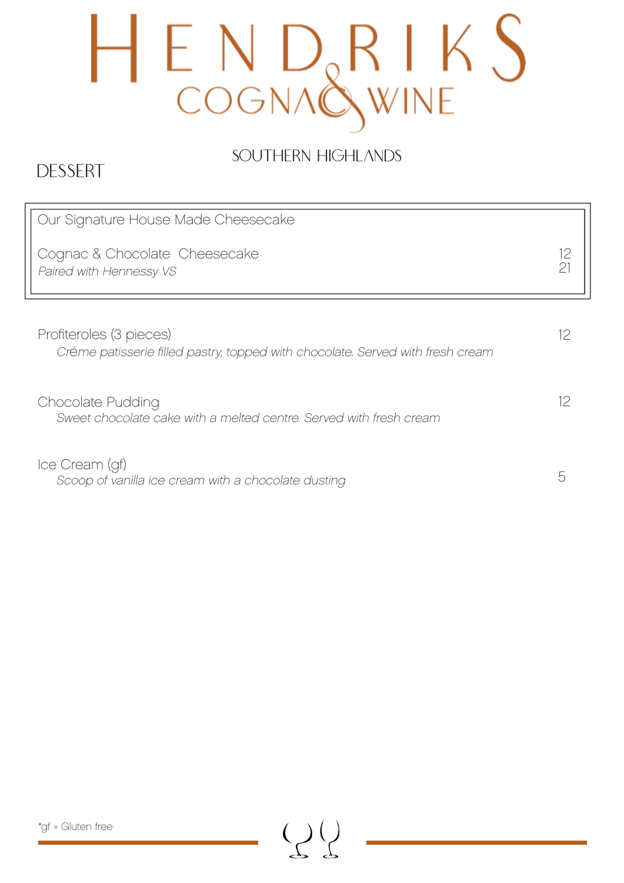# HENDRIKS COGNAC & WINE

SOUTHERN HIGHLANDS

## DESSERT

Our Signature House Made Cheesecake

Cognac & Chocolate Cheesecake 12
*Paired with Hennessy VS* 21

Profiteroles (3 pieces) 12
*Créme patisserie filled pastry, topped with chocolate. Served with fresh cream*

Chocolate Pudding 12
*Sweet chocolate cake with a melted centre. Served with fresh cream*

Ice Cream (gf) 5
*Scoop of vanilla ice cream with a chocolate dusting*

*gf = Gluten free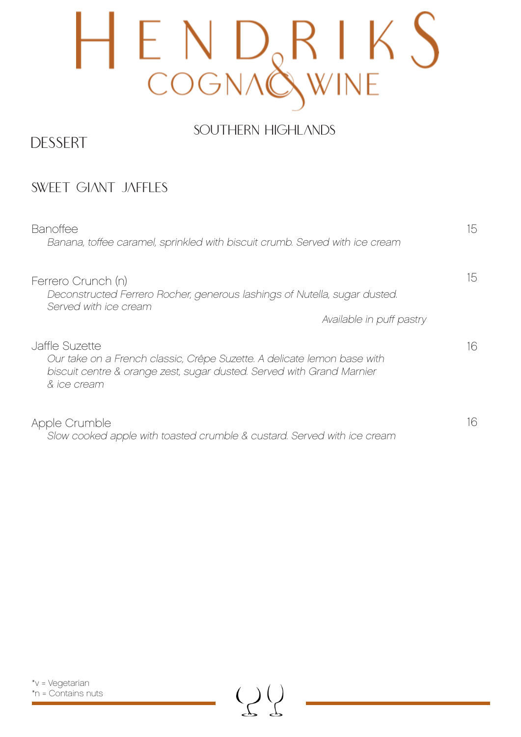# HENDRIKS COGNAC & WINE

SOUTHERN HIGHLANDS

## DESSERT

### SWEET GIANT JAFFLES

Banoffee — 15
*Banana, toffee caramel, sprinkled with biscuit crumb. Served with ice cream*

Ferrero Crunch (n) — 15
*Deconstructed Ferrero Rocher, generous lashings of Nutella, sugar dusted. Served with ice cream*
*Available in puff pastry*

Jaffle Suzette — 16
*Our take on a French classic, Crêpe Suzette. A delicate lemon base with biscuit centre & orange zest, sugar dusted. Served with Grand Marnier & ice cream*

Apple Crumble — 16
*Slow cooked apple with toasted crumble & custard. Served with ice cream*

*v = Vegetarian
*n = Contains nuts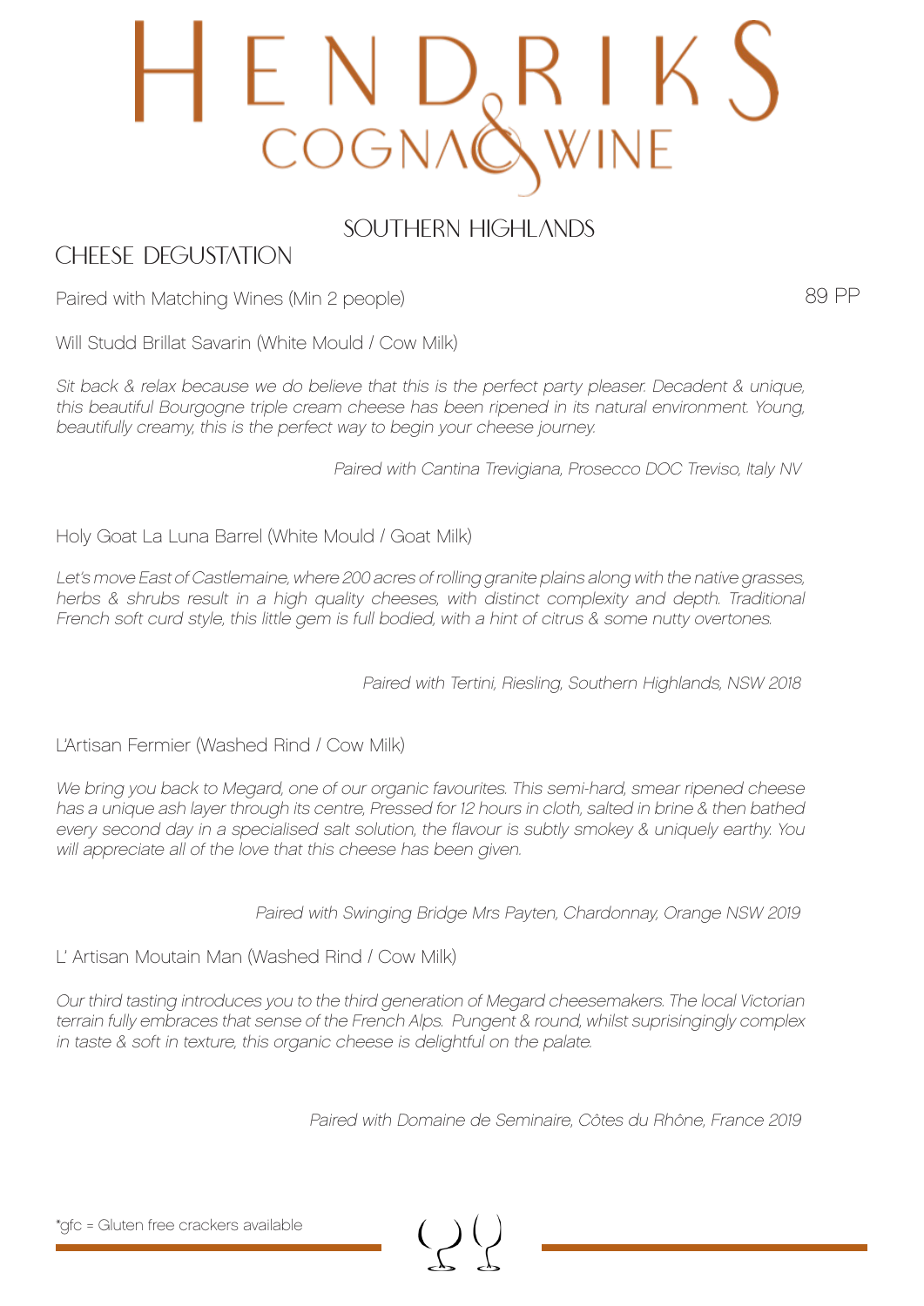# HENDRIKS COGNAC & WINE

## SOUTHERN HIGHLANDS

## CHEESE DEGUSTATION

Paired with Matching Wines (Min 2 people) 89 PP

Will Studd Brillat Savarin (White Mould / Cow Milk)

*Sit back & relax because we do believe that this is the perfect party pleaser. Decadent & unique, this beautiful Bourgogne triple cream cheese has been ripened in its natural environment. Young, beautifully creamy, this is the perfect way to begin your cheese journey.*

*Paired with Cantina Trevigiana, Prosecco DOC Treviso, Italy NV*

Holy Goat La Luna Barrel (White Mould / Goat Milk)

*Let's move East of Castlemaine, where 200 acres of rolling granite plains along with the native grasses, herbs & shrubs result in a high quality cheeses, with distinct complexity and depth. Traditional French soft curd style, this little gem is full bodied, with a hint of citrus & some nutty overtones.*

*Paired with Tertini, Riesling, Southern Highlands, NSW 2018*

L'Artisan Fermier (Washed Rind / Cow Milk)

*We bring you back to Megard, one of our organic favourites. This semi-hard, smear ripened cheese has a unique ash layer through its centre, Pressed for 12 hours in cloth, salted in brine & then bathed every second day in a specialised salt solution, the flavour is subtly smokey & uniquely earthy. You will appreciate all of the love that this cheese has been given.*

*Paired with Swinging Bridge Mrs Payten, Chardonnay, Orange NSW 2019*

L' Artisan Moutain Man (Washed Rind / Cow Milk)

*Our third tasting introduces you to the third generation of Megard cheesemakers. The local Victorian terrain fully embraces that sense of the French Alps. Pungent & round, whilst suprisingingly complex in taste & soft in texture, this organic cheese is delightful on the palate.*

*Paired with Domaine de Seminaire, Côtes du Rhône, France 2019*

*gfc = Gluten free crackers available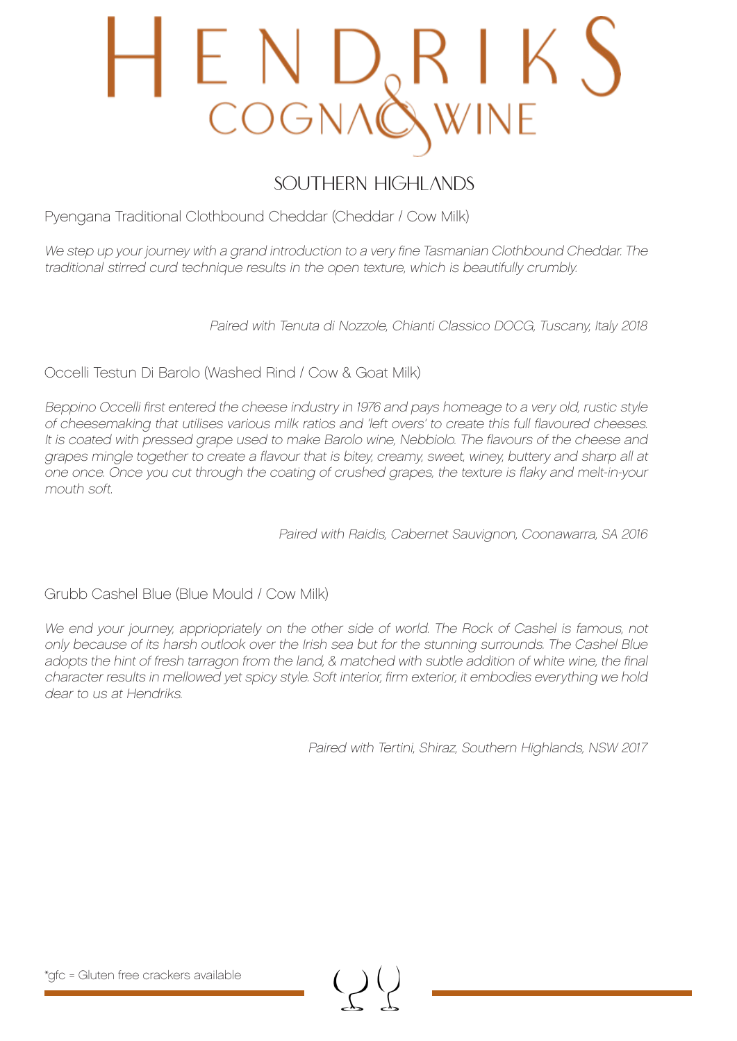# HENDRIKS COGNAC & WINE

## SOUTHERN HIGHLANDS

Pyengana Traditional Clothbound Cheddar (Cheddar / Cow Milk)

*We step up your journey with a grand introduction to a very fine Tasmanian Clothbound Cheddar. The traditional stirred curd technique results in the open texture, which is beautifully crumbly.*

*Paired with Tenuta di Nozzole, Chianti Classico DOCG, Tuscany, Italy 2018*

Occelli Testun Di Barolo (Washed Rind / Cow & Goat Milk)

*Beppino Occelli first entered the cheese industry in 1976 and pays homeage to a very old, rustic style of cheesemaking that utilises various milk ratios and 'left overs' to create this full flavoured cheeses. It is coated with pressed grape used to make Barolo wine, Nebbiolo. The flavours of the cheese and grapes mingle together to create a flavour that is bitey, creamy, sweet, winey, buttery and sharp all at one once. Once you cut through the coating of crushed grapes, the texture is flaky and melt-in-your mouth soft.*

*Paired with Raidis, Cabernet Sauvignon, Coonawarra, SA 2016*

Grubb Cashel Blue (Blue Mould / Cow Milk)

*We end your journey, appriopriately on the other side of world. The Rock of Cashel is famous, not only because of its harsh outlook over the Irish sea but for the stunning surrounds. The Cashel Blue adopts the hint of fresh tarragon from the land, & matched with subtle addition of white wine, the final character results in mellowed yet spicy style. Soft interior, firm exterior, it embodies everything we hold dear to us at Hendriks.*

*Paired with Tertini, Shiraz, Southern Highlands, NSW 2017*

*gfc = Gluten free crackers available